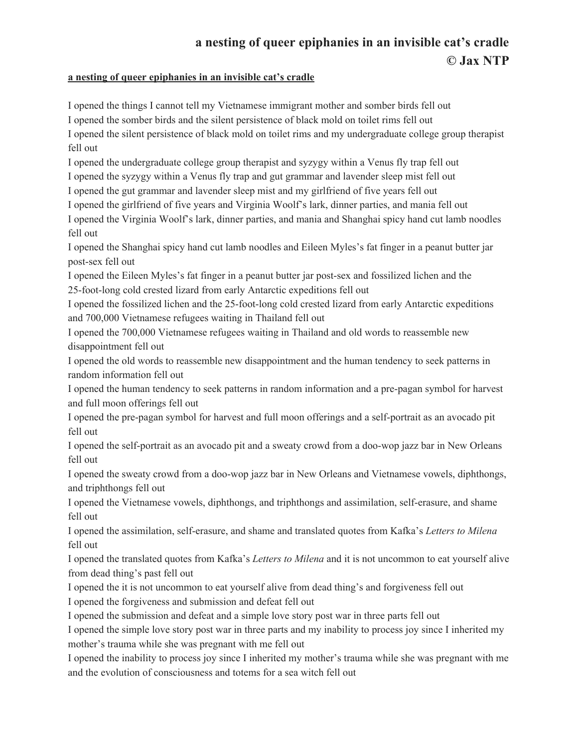# a nesting of queer epiphanies in an invisible cat's cradle

**© Jax NTP**

**a nesting of queer epiphanies in an invisible cat's cradle**

I opened the things I cannot tell my Vietnamese immigrant mother and somber birds fell out
I opened the somber birds and the silent persistence of black mold on toilet rims fell out
I opened the silent persistence of black mold on toilet rims and my undergraduate college group therapist fell out
I opened the undergraduate college group therapist and syzygy within a Venus fly trap fell out
I opened the syzygy within a Venus fly trap and gut grammar and lavender sleep mist fell out
I opened the gut grammar and lavender sleep mist and my girlfriend of five years fell out
I opened the girlfriend of five years and Virginia Woolf's lark, dinner parties, and mania fell out
I opened the Virginia Woolf's lark, dinner parties, and mania and Shanghai spicy hand cut lamb noodles fell out
I opened the Shanghai spicy hand cut lamb noodles and Eileen Myles's fat finger in a peanut butter jar post-sex fell out
I opened the Eileen Myles's fat finger in a peanut butter jar post-sex and fossilized lichen and the 25-foot-long cold crested lizard from early Antarctic expeditions fell out
I opened the fossilized lichen and the 25-foot-long cold crested lizard from early Antarctic expeditions and 700,000 Vietnamese refugees waiting in Thailand fell out
I opened the 700,000 Vietnamese refugees waiting in Thailand and old words to reassemble new disappointment fell out
I opened the old words to reassemble new disappointment and the human tendency to seek patterns in random information fell out
I opened the human tendency to seek patterns in random information and a pre-pagan symbol for harvest and full moon offerings fell out
I opened the pre-pagan symbol for harvest and full moon offerings and a self-portrait as an avocado pit fell out
I opened the self-portrait as an avocado pit and a sweaty crowd from a doo-wop jazz bar in New Orleans fell out
I opened the sweaty crowd from a doo-wop jazz bar in New Orleans and Vietnamese vowels, diphthongs, and triphthongs fell out
I opened the Vietnamese vowels, diphthongs, and triphthongs and assimilation, self-erasure, and shame fell out
I opened the assimilation, self-erasure, and shame and translated quotes from Kafka's *Letters to Milena* fell out
I opened the translated quotes from Kafka's *Letters to Milena* and it is not uncommon to eat yourself alive from dead thing's past fell out
I opened the it is not uncommon to eat yourself alive from dead thing's and forgiveness fell out
I opened the forgiveness and submission and defeat fell out
I opened the submission and defeat and a simple love story post war in three parts fell out
I opened the simple love story post war in three parts and my inability to process joy since I inherited my mother's trauma while she was pregnant with me fell out
I opened the inability to process joy since I inherited my mother's trauma while she was pregnant with me and the evolution of consciousness and totems for a sea witch fell out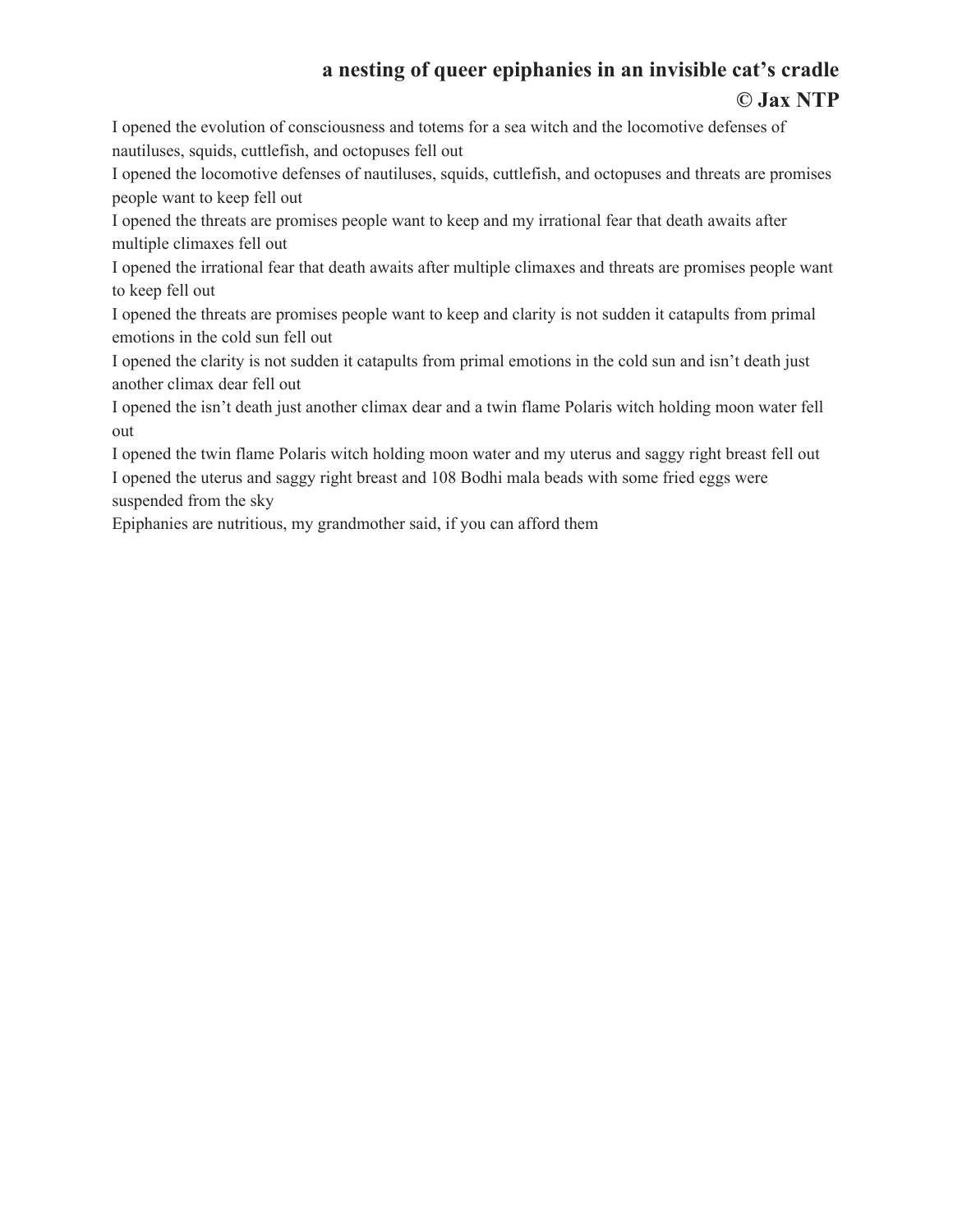**a nesting of queer epiphanies in an invisible cat's cradle**
**© Jax NTP**

I opened the evolution of consciousness and totems for a sea witch and the locomotive defenses of nautiluses, squids, cuttlefish, and octopuses fell out
I opened the locomotive defenses of nautiluses, squids, cuttlefish, and octopuses and threats are promises people want to keep fell out
I opened the threats are promises people want to keep and my irrational fear that death awaits after multiple climaxes fell out
I opened the irrational fear that death awaits after multiple climaxes and threats are promises people want to keep fell out
I opened the threats are promises people want to keep and clarity is not sudden it catapults from primal emotions in the cold sun fell out
I opened the clarity is not sudden it catapults from primal emotions in the cold sun and isn't death just another climax dear fell out
I opened the isn't death just another climax dear and a twin flame Polaris witch holding moon water fell out
I opened the twin flame Polaris witch holding moon water and my uterus and saggy right breast fell out
I opened the uterus and saggy right breast and 108 Bodhi mala beads with some fried eggs were suspended from the sky
Epiphanies are nutritious, my grandmother said, if you can afford them